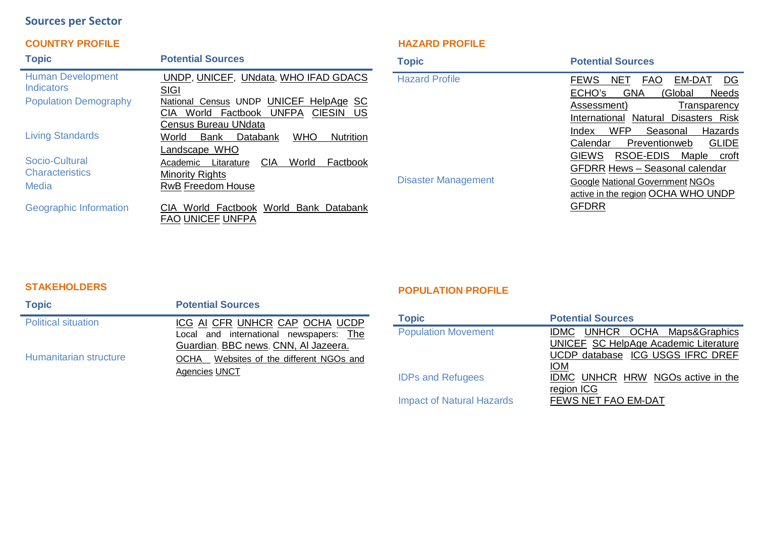## Sources per Sector

### COUNTRY PROFILE

| Topic | Potential Sources |
|---|---|
| Human Development Indicators | UNDP, UNICEF, UNdata, WHO IFAD GDACS SIGI |
| Population Demography | National Census UNDP UNICEF HelpAge SC CIA World Factbook UNFPA CIESIN US Census Bureau UNdata |
| Living Standards | World Bank Databank WHO Nutrition Landscape WHO |
| Socio-Cultural Characteristics | Academic Litarature CIA World Factbook Minority Rights |
| Media | RwB Freedom House |
| Geographic Information | CIA World Factbook World Bank Databank FAO UNICEF UNFPA |

### HAZARD PROFILE

| Topic | Potential Sources |
|---|---|
| Hazard Profile | FEWS NET FAO EM-DAT DG ECHO's GNA (Global Needs Assessment) Transparency International Natural Disasters Risk Index WFP Seasonal Hazards Calendar Preventionweb GLIDE GIEWS RSOE-EDIS Maple croft GFDRR Hews – Seasonal calendar |
| Disaster Management | Google National Government NGOs active in the region OCHA WHO UNDP GFDRR |

### STAKEHOLDERS

| Topic | Potential Sources |
|---|---|
| Political situation | ICG AI CFR UNHCR CAP OCHA UCDP Local and international newspapers: The Guardian, BBC news, CNN, Al Jazeera. |
| Humanitarian structure | OCHA Websites of the different NGOs and Agencies UNCT |

### POPULATION PROFILE

| Topic | Potential Sources |
|---|---|
| Population Movement | IDMC UNHCR OCHA Maps&Graphics UNICEF SC HelpAge Academic Literature UCDP database ICG USGS IFRC DREF IOM |
| IDPs and Refugees | IDMC UNHCR HRW NGOs active in the region ICG |
| Impact of Natural Hazards | FEWS NET FAO EM-DAT |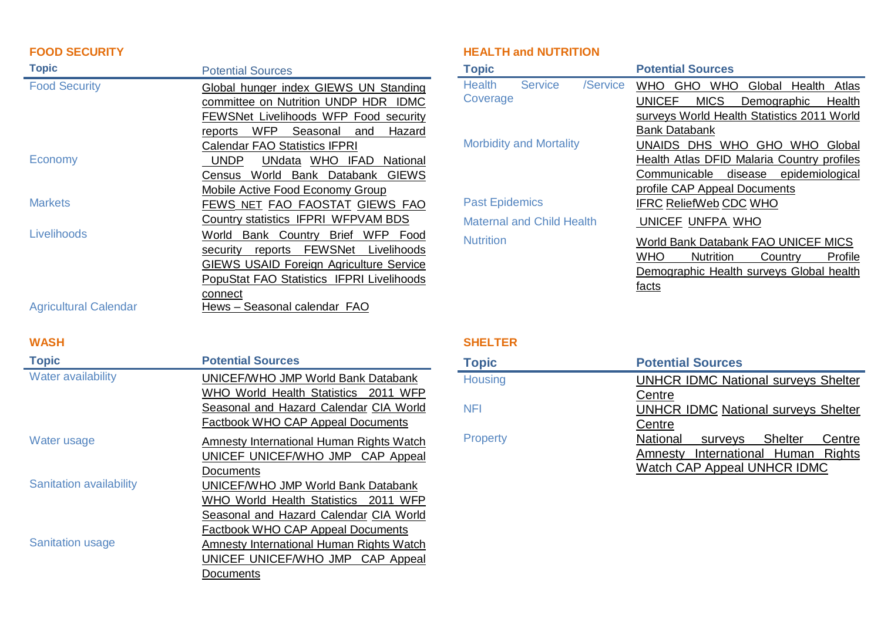## FOOD SECURITY

| Topic | Potential Sources |
|---|---|
| Food Security | Global hunger index GIEWS UN Standing committee on Nutrition UNDP HDR IDMC FEWSNet Livelihoods WFP Food security reports WFP Seasonal and Hazard Calendar FAO Statistics IFPRI |
| Economy | UNDP UNdata WHO IFAD National Census World Bank Databank GIEWS Mobile Active Food Economy Group |
| Markets | FEWS NET FAO FAOSTAT GIEWS FAO Country statistics IFPRI WFPVAM BDS |
| Livelihoods | World Bank Country Brief WFP Food security reports FEWSNet Livelihoods GIEWS USAID Foreign Agriculture Service PopuStat FAO Statistics IFPRI Livelihoods connect |
| Agricultural Calendar | Hews – Seasonal calendar FAO |

## HEALTH and NUTRITION

| Topic | Potential Sources |
|---|---|
| Health Service /Service Coverage | WHO GHO WHO Global Health Atlas UNICEF MICS Demographic Health surveys World Health Statistics 2011 World Bank Databank |
| Morbidity and Mortality | UNAIDS DHS WHO GHO WHO Global Health Atlas DFID Malaria Country profiles Communicable disease epidemiological profile CAP Appeal Documents |
| Past Epidemics | IFRC ReliefWeb CDC WHO |
| Maternal and Child Health | UNICEF UNFPA WHO |
| Nutrition | World Bank Databank FAO UNICEF MICS WHO Nutrition Country Profile Demographic Health surveys Global health facts |

## WASH

| Topic | Potential Sources |
|---|---|
| Water availability | UNICEF/WHO JMP World Bank Databank WHO World Health Statistics 2011 WFP Seasonal and Hazard Calendar CIA World Factbook WHO CAP Appeal Documents |
| Water usage | Amnesty International Human Rights Watch UNICEF UNICEF/WHO JMP CAP Appeal Documents |
| Sanitation availability | UNICEF/WHO JMP World Bank Databank WHO World Health Statistics 2011 WFP Seasonal and Hazard Calendar CIA World Factbook WHO CAP Appeal Documents |
| Sanitation usage | Amnesty International Human Rights Watch UNICEF UNICEF/WHO JMP CAP Appeal Documents |

## SHELTER

| Topic | Potential Sources |
|---|---|
| Housing | UNHCR IDMC National surveys Shelter Centre |
| NFI | UNHCR IDMC National surveys Shelter Centre |
| Property | National surveys Shelter Centre Amnesty International Human Rights Watch CAP Appeal UNHCR IDMC |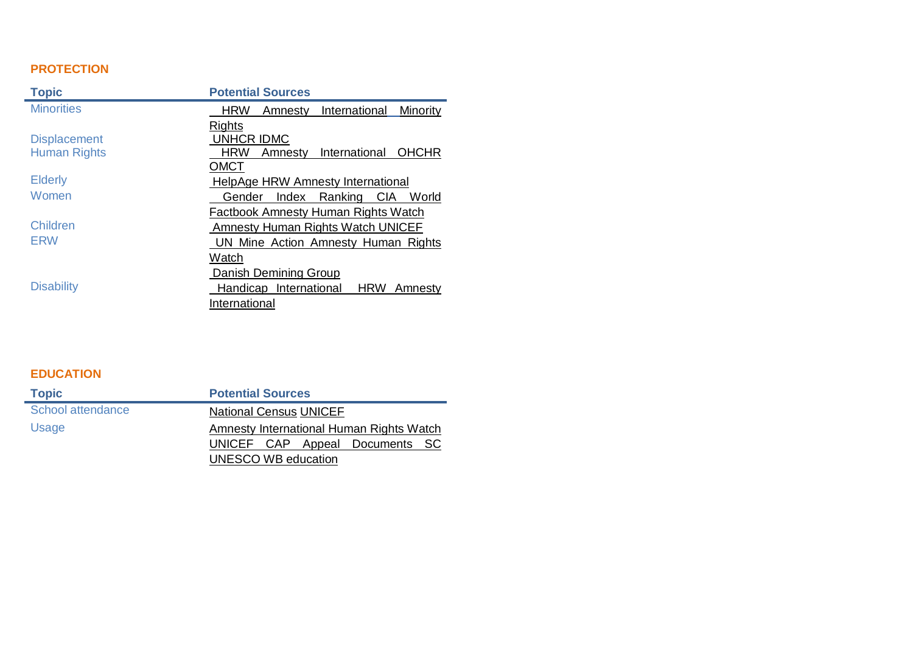## PROTECTION

| Topic | Potential Sources |
| --- | --- |
| Minorities | HRW Amnesty International Minority Rights |
| Displacement | UNHCR IDMC |
| Human Rights | HRW Amnesty International OHCHR OMCT |
| Elderly | HelpAge HRW Amnesty International |
| Women | Gender Index Ranking CIA World Factbook Amnesty Human Rights Watch |
| Children | Amnesty Human Rights Watch UNICEF |
| ERW | UN Mine Action Amnesty Human Rights Watch<br>Danish Demining Group |
| Disability | Handicap International HRW Amnesty International |

## EDUCATION

| Topic | Potential Sources |
| --- | --- |
| School attendance | National Census UNICEF |
| Usage | Amnesty International Human Rights Watch UNICEF CAP Appeal Documents SC UNESCO WB education |